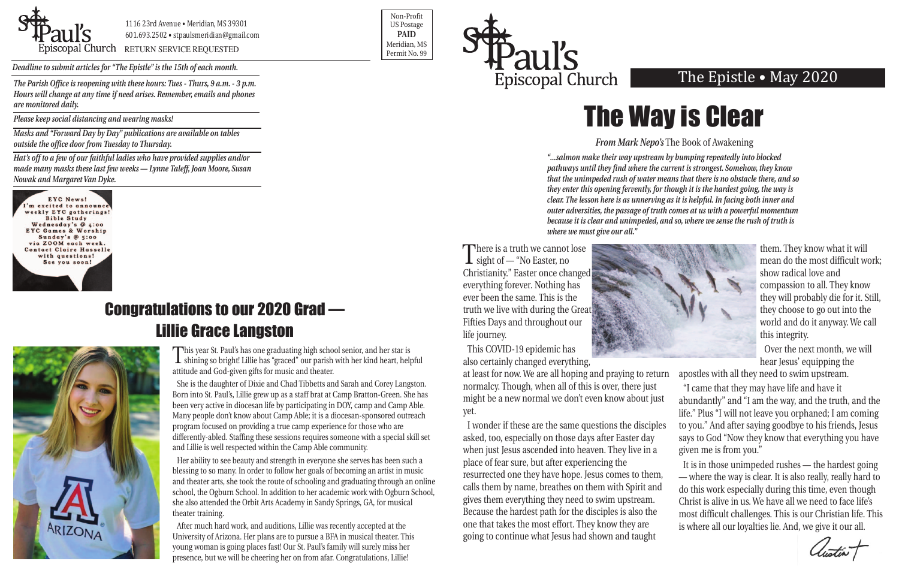St. Paul's Episcopal Church

1116 23rd Avenue • Meridian, MS 39301
601.693.2502 • stpaulsmeridian@gmail.com
RETURN SERVICE REQUESTED

Non-Profit
US Postage
**PAID**
Meridian, MS
Permit No. 99

*Deadline to submit articles for "The Epistle" is the 15th of each month.*

*The Parish Office is reopening with these hours: Tues - Thurs, 9 a.m. - 3 p.m. Hours will change at any time if need arises. Remember, emails and phones are monitored daily.*

*Please keep social distancing and wearing masks!*

*Masks and "Forward Day by Day" publications are available on tables outside the office door from Tuesday to Thursday.*

*Hat's off to a few of our faithful ladies who have provided supplies and/or made many masks these last few weeks — Lynne Taleff, Joan Moore, Susan Nowak and Margaret Van Dyke.*

**EYC News!**
I'm excited to announce weekly EYC gatherings!
Bible Study
Wednesday's @ 4:00
EYC Games & Worship
Sunday's @ 5:00
via ZOOM each week.
Contact Claire Hasselle with questions!
See you soon!

## Congratulations to our 2020 Grad — Lillie Grace Langston

This year St. Paul's has one graduating high school senior, and her star is shining so bright! Lillie has "graced" our parish with her kind heart, helpful attitude and God-given gifts for music and theater.

She is the daughter of Dixie and Chad Tibbetts and Sarah and Corey Langston. Born into St. Paul's, Lillie grew up as a staff brat at Camp Bratton-Green. She has been very active in diocesan life by participating in DOY, camp and Camp Able. Many people don't know about Camp Able; it is a diocesan-sponsored outreach program focused on providing a true camp experience for those who are differently-abled. Staffing these sessions requires someone with a special skill set and Lillie is well respected within the Camp Able community.

Her ability to see beauty and strength in everyone she serves has been such a blessing to so many. In order to follow her goals of becoming an artist in music and theater arts, she took the route of schooling and graduating through an online school, the Ogburn School. In addition to her academic work with Ogburn School, she also attended the Orbit Arts Academy in Sandy Springs, GA, for musical theater training.

After much hard work, and auditions, Lillie was recently accepted at the University of Arizona. Her plans are to pursue a BFA in musical theater. This young woman is going places fast! Our St. Paul's family will surely miss her presence, but we will be cheering her on from afar. Congratulations, Lillie!

St. Paul's Episcopal Church — The Epistle • May 2020

# The Way is Clear

*From Mark Nepo's* The Book of Awakening

*"...salmon make their way upstream by bumping repeatedly into blocked pathways until they find where the current is strongest. Somehow, they know that the unimpeded rush of water means that there is no obstacle there, and so they enter this opening fervently, for though it is the hardest going, the way is clear. The lesson here is as unnerving as it is helpful. In facing both inner and outer adversities, the passage of truth comes at us with a powerful momentum because it is clear and unimpeded, and so, where we sense the rush of truth is where we must give our all."*

There is a truth we cannot lose sight of — "No Easter, no Christianity." Easter once changed everything forever. Nothing has ever been the same. This is the truth we live with during the Great Fifties Days and throughout our life journey.

This COVID-19 epidemic has also certainly changed everything, at least for now. We are all hoping and praying to return normalcy. Though, when all of this is over, there just might be a new normal we don't even know about just yet.

I wonder if these are the same questions the disciples asked, too, especially on those days after Easter day when just Jesus ascended into heaven. They live in a place of fear sure, but after experiencing the resurrected one they have hope. Jesus comes to them, calls them by name, breathes on them with Spirit and gives them everything they need to swim upstream. Because the hardest path for the disciples is also the one that takes the most effort. They know they are going to continue what Jesus had shown and taught them. They know what it will mean do the most difficult work; show radical love and compassion to all. They know they will probably die for it. Still, they choose to go out into the world and do it anyway. We call this integrity.

Over the next month, we will hear Jesus' equipping the apostles with all they need to swim upstream.

"I came that they may have life and have it abundantly" and "I am the way, and the truth, and the life." Plus "I will not leave you orphaned; I am coming to you." And after saying goodbye to his friends, Jesus says to God "Now they know that everything you have given me is from you."

It is in those unimpeded rushes — the hardest going — where the way is clear. It is also really, really hard to do this work especially during this time, even though Christ is alive in us. We have all we need to face life's most difficult challenges. This is our Christian life. This is where all our loyalties lie. And, we give it our all.

Austin +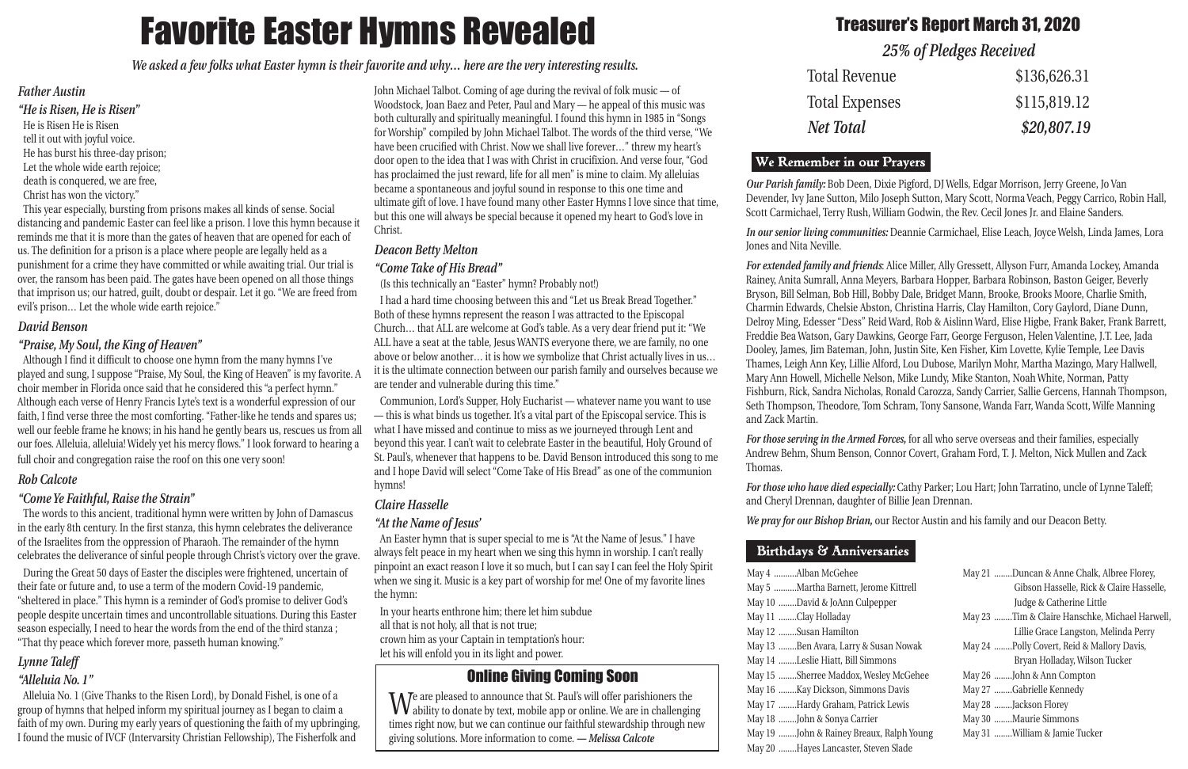# Favorite Easter Hymns Revealed

*We asked a few folks what Easter hymn is their favorite and why… here are the very interesting results.*

### *Father Austin*

***"He is Risen, He is Risen"***

He is Risen He is Risen
tell it out with joyful voice.
He has burst his three-day prison;
Let the whole wide earth rejoice;
death is conquered, we are free,
Christ has won the victory."

This year especially, bursting from prisons makes all kinds of sense. Social distancing and pandemic Easter can feel like a prison. I love this hymn because it reminds me that it is more than the gates of heaven that are opened for each of us. The definition for a prison is a place where people are legally held as a punishment for a crime they have committed or while awaiting trial. Our trial is over, the ransom has been paid. The gates have been opened on all those things that imprison us; our hatred, guilt, doubt or despair. Let it go. "We are freed from evil's prison… Let the whole wide earth rejoice."

### *David Benson*

***"Praise, My Soul, the King of Heaven"***

Although I find it difficult to choose one hymn from the many hymns I've played and sung, I suppose "Praise, My Soul, the King of Heaven" is my favorite. A choir member in Florida once said that he considered this "a perfect hymn." Although each verse of Henry Francis Lyte's text is a wonderful expression of our faith, I find verse three the most comforting. "Father-like he tends and spares us; well our feeble frame he knows; in his hand he gently bears us, rescues us from all our foes. Alleluia, alleluia! Widely yet his mercy flows." I look forward to hearing a full choir and congregation raise the roof on this one very soon!

### *Rob Calcote*

***"Come Ye Faithful, Raise the Strain"***

The words to this ancient, traditional hymn were written by John of Damascus in the early 8th century. In the first stanza, this hymn celebrates the deliverance of the Israelites from the oppression of Pharaoh. The remainder of the hymn celebrates the deliverance of sinful people through Christ's victory over the grave.

During the Great 50 days of Easter the disciples were frightened, uncertain of their fate or future and, to use a term of the modern Covid-19 pandemic, "sheltered in place." This hymn is a reminder of God's promise to deliver God's people despite uncertain times and uncontrollable situations. During this Easter season especially, I need to hear the words from the end of the third stanza ; "That thy peace which forever more, passeth human knowing."

### *Lynne Taleff*

***"Alleluia No. 1"***

Alleluia No. 1 (Give Thanks to the Risen Lord), by Donald Fishel, is one of a group of hymns that helped inform my spiritual journey as I began to claim a faith of my own. During my early years of questioning the faith of my upbringing, I found the music of IVCF (Intervarsity Christian Fellowship), The Fisherfolk and John Michael Talbot. Coming of age during the revival of folk music — of Woodstock, Joan Baez and Peter, Paul and Mary — he appeal of this music was both culturally and spiritually meaningful. I found this hymn in 1985 in "Songs for Worship" compiled by John Michael Talbot. The words of the third verse, "We have been crucified with Christ. Now we shall live forever…" threw my heart's door open to the idea that I was with Christ in crucifixion. And verse four, "God has proclaimed the just reward, life for all men" is mine to claim. My alleluias became a spontaneous and joyful sound in response to this one time and ultimate gift of love. I have found many other Easter Hymns I love since that time, but this one will always be special because it opened my heart to God's love in Christ.

### *Deacon Betty Melton*

***"Come Take of His Bread"***

(Is this technically an "Easter" hymn? Probably not!)

I had a hard time choosing between this and "Let us Break Bread Together." Both of these hymns represent the reason I was attracted to the Episcopal Church… that ALL are welcome at God's table. As a very dear friend put it: "We ALL have a seat at the table, Jesus WANTS everyone there, we are family, no one above or below another… it is how we symbolize that Christ actually lives in us… it is the ultimate connection between our parish family and ourselves because we are tender and vulnerable during this time."

Communion, Lord's Supper, Holy Eucharist — whatever name you want to use — this is what binds us together. It's a vital part of the Episcopal service. This is what I have missed and continue to miss as we journeyed through Lent and beyond this year. I can't wait to celebrate Easter in the beautiful, Holy Ground of St. Paul's, whenever that happens to be. David Benson introduced this song to me and I hope David will select "Come Take of His Bread" as one of the communion hymns!

### *Claire Hasselle*

***"At the Name of Jesus'***

An Easter hymn that is super special to me is "At the Name of Jesus." I have always felt peace in my heart when we sing this hymn in worship. I can't really pinpoint an exact reason I love it so much, but I can say I can feel the Holy Spirit when we sing it. Music is a key part of worship for me! One of my favorite lines the hymn:

In your hearts enthrone him; there let him subdue
all that is not holy, all that is not true;
crown him as your Captain in temptation's hour:
let his will enfold you in its light and power.

## Online Giving Coming Soon

We are pleased to announce that St. Paul's will offer parishioners the ability to donate by text, mobile app or online. We are in challenging times right now, but we can continue our faithful stewardship through new giving solutions. More information to come. ***— Melissa Calcote***

## Treasurer's Report March 31, 2020

***25% of Pledges Received***

| | |
|---|---|
| Total Revenue | $136,626.31 |
| Total Expenses | $115,819.12 |
| ***Net Total*** | ***$20,807.19*** |

## We Remember in our Prayers

***Our Parish family:*** Bob Deen, Dixie Pigford, DJ Wells, Edgar Morrison, Jerry Greene, Jo Van Devender, Ivy Jane Sutton, Milo Joseph Sutton, Mary Scott, Norma Veach, Peggy Carrico, Robin Hall, Scott Carmichael, Terry Rush, William Godwin, the Rev. Cecil Jones Jr. and Elaine Sanders.

***In our senior living communities:*** Deannie Carmichael, Elise Leach, Joyce Welsh, Linda James, Lora Jones and Nita Neville.

***For extended family and friends***: Alice Miller, Ally Gressett, Allyson Furr, Amanda Lockey, Amanda Rainey, Anita Sumrall, Anna Meyers, Barbara Hopper, Barbara Robinson, Baston Geiger, Beverly Bryson, Bill Selman, Bob Hill, Bobby Dale, Bridget Mann, Brooke, Brooks Moore, Charlie Smith, Charmin Edwards, Chelsie Abston, Christina Harris, Clay Hamilton, Cory Gaylord, Diane Dunn, Delroy Ming, Edesser "Dess" Reid Ward, Rob & Aislinn Ward, Elise Higbe, Frank Baker, Frank Barrett, Freddie Bea Watson, Gary Dawkins, George Farr, George Ferguson, Helen Valentine, J.T. Lee, Jada Dooley, James, Jim Bateman, John, Justin Site, Ken Fisher, Kim Lovette, Kylie Temple, Lee Davis Thames, Leigh Ann Key, Lillie Alford, Lou Dubose, Marilyn Mohr, Martha Mazingo, Mary Hallwell, Mary Ann Howell, Michelle Nelson, Mike Lundy, Mike Stanton, Noah White, Norman, Patty Fishburn, Rick, Sandra Nicholas, Ronald Carozza, Sandy Carrier, Sallie Gercens, Hannah Thompson, Seth Thompson, Theodore, Tom Schram, Tony Sansone, Wanda Farr, Wanda Scott, Wilfe Manning and Zack Martin.

***For those serving in the Armed Forces,*** for all who serve overseas and their families, especially Andrew Behm, Shum Benson, Connor Covert, Graham Ford, T. J. Melton, Nick Mullen and Zack Thomas.

***For those who have died especially:*** Cathy Parker; Lou Hart; John Tarratino, uncle of Lynne Taleff; and Cheryl Drennan, daughter of Billie Jean Drennan.

***We pray for our Bishop Brian,*** our Rector Austin and his family and our Deacon Betty.

## Birthdays & Anniversaries

May 4 ..........Alban McGehee
May 5 ..........Martha Barnett, Jerome Kittrell
May 10 ........David & JoAnn Culpepper
May 11 ........Clay Holladay
May 12 ........Susan Hamilton
May 13 ........Ben Avara, Larry & Susan Nowak
May 14 ........Leslie Hiatt, Bill Simmons
May 15 ........Sherree Maddox, Wesley McGehee
May 16 ........Kay Dickson, Simmons Davis
May 17 ........Hardy Graham, Patrick Lewis
May 18 ........John & Sonya Carrier
May 19 ........John & Rainey Breaux, Ralph Young
May 20 ........Hayes Lancaster, Steven Slade
May 21 ........Duncan & Anne Chalk, Albree Florey, Gibson Hasselle, Rick & Claire Hasselle, Judge & Catherine Little
May 23 ........Tim & Claire Hanschke, Michael Harwell, Lillie Grace Langston, Melinda Perry
May 24 ........Polly Covert, Reid & Mallory Davis, Bryan Holladay, Wilson Tucker
May 26 ........John & Ann Compton
May 27 ........Gabrielle Kennedy
May 28 ........Jackson Florey
May 30 ........Maurie Simmons
May 31 ........William & Jamie Tucker